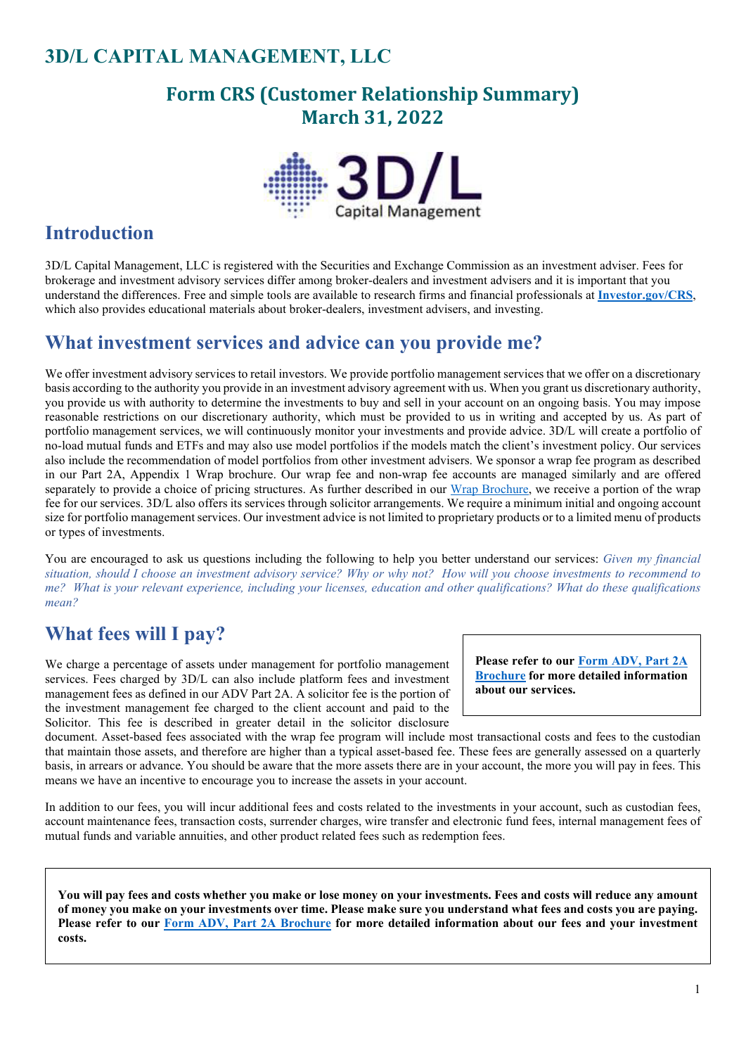# 3D/L CAPITAL MANAGEMENT, LLC

## Form CRS (Customer Relationship Summary)
## March 31, 2022

## Introduction

3D/L Capital Management, LLC is registered with the Securities and Exchange Commission as an investment adviser. Fees for brokerage and investment advisory services differ among broker-dealers and investment advisers and it is important that you understand the differences. Free and simple tools are available to research firms and financial professionals at **Investor.gov/CRS**, which also provides educational materials about broker-dealers, investment advisers, and investing.

## What investment services and advice can you provide me?

We offer investment advisory services to retail investors. We provide portfolio management services that we offer on a discretionary basis according to the authority you provide in an investment advisory agreement with us. When you grant us discretionary authority, you provide us with authority to determine the investments to buy and sell in your account on an ongoing basis. You may impose reasonable restrictions on our discretionary authority, which must be provided to us in writing and accepted by us. As part of portfolio management services, we will continuously monitor your investments and provide advice. 3D/L will create a portfolio of no-load mutual funds and ETFs and may also use model portfolios if the models match the client's investment policy. Our services also include the recommendation of model portfolios from other investment advisers. We sponsor a wrap fee program as described in our Part 2A, Appendix 1 Wrap brochure. Our wrap fee and non-wrap fee accounts are managed similarly and are offered separately to provide a choice of pricing structures. As further described in our Wrap Brochure, we receive a portion of the wrap fee for our services. 3D/L also offers its services through solicitor arrangements. We require a minimum initial and ongoing account size for portfolio management services. Our investment advice is not limited to proprietary products or to a limited menu of products or types of investments.

You are encouraged to ask us questions including the following to help you better understand our services: *Given my financial situation, should I choose an investment advisory service? Why or why not? How will you choose investments to recommend to me? What is your relevant experience, including your licenses, education and other qualifications? What do these qualifications mean?*

## What fees will I pay?

**Please refer to our Form ADV, Part 2A Brochure for more detailed information about our services.**

We charge a percentage of assets under management for portfolio management services. Fees charged by 3D/L can also include platform fees and investment management fees as defined in our ADV Part 2A. A solicitor fee is the portion of the investment management fee charged to the client account and paid to the Solicitor. This fee is described in greater detail in the solicitor disclosure document. Asset-based fees associated with the wrap fee program will include most transactional costs and fees to the custodian that maintain those assets, and therefore are higher than a typical asset-based fee. These fees are generally assessed on a quarterly basis, in arrears or advance. You should be aware that the more assets there are in your account, the more you will pay in fees. This means we have an incentive to encourage you to increase the assets in your account.

In addition to our fees, you will incur additional fees and costs related to the investments in your account, such as custodian fees, account maintenance fees, transaction costs, surrender charges, wire transfer and electronic fund fees, internal management fees of mutual funds and variable annuities, and other product related fees such as redemption fees.

**You will pay fees and costs whether you make or lose money on your investments. Fees and costs will reduce any amount of money you make on your investments over time. Please make sure you understand what fees and costs you are paying. Please refer to our Form ADV, Part 2A Brochure for more detailed information about our fees and your investment costs.**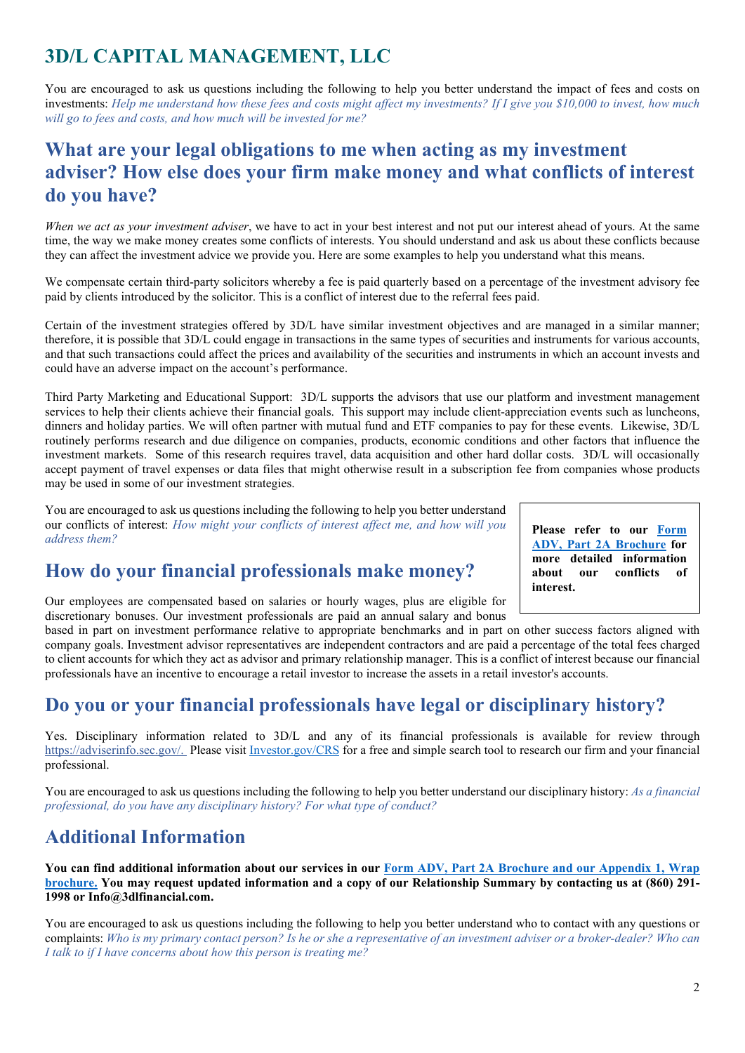# 3D/L CAPITAL MANAGEMENT, LLC

You are encouraged to ask us questions including the following to help you better understand the impact of fees and costs on investments: *Help me understand how these fees and costs might affect my investments? If I give you $10,000 to invest, how much will go to fees and costs, and how much will be invested for me?*

## What are your legal obligations to me when acting as my investment adviser? How else does your firm make money and what conflicts of interest do you have?

*When we act as your investment adviser*, we have to act in your best interest and not put our interest ahead of yours. At the same time, the way we make money creates some conflicts of interests. You should understand and ask us about these conflicts because they can affect the investment advice we provide you. Here are some examples to help you understand what this means.

We compensate certain third-party solicitors whereby a fee is paid quarterly based on a percentage of the investment advisory fee paid by clients introduced by the solicitor. This is a conflict of interest due to the referral fees paid.

Certain of the investment strategies offered by 3D/L have similar investment objectives and are managed in a similar manner; therefore, it is possible that 3D/L could engage in transactions in the same types of securities and instruments for various accounts, and that such transactions could affect the prices and availability of the securities and instruments in which an account invests and could have an adverse impact on the account's performance.

Third Party Marketing and Educational Support: 3D/L supports the advisors that use our platform and investment management services to help their clients achieve their financial goals. This support may include client-appreciation events such as luncheons, dinners and holiday parties. We will often partner with mutual fund and ETF companies to pay for these events. Likewise, 3D/L routinely performs research and due diligence on companies, products, economic conditions and other factors that influence the investment markets. Some of this research requires travel, data acquisition and other hard dollar costs. 3D/L will occasionally accept payment of travel expenses or data files that might otherwise result in a subscription fee from companies whose products may be used in some of our investment strategies.

You are encouraged to ask us questions including the following to help you better understand our conflicts of interest: *How might your conflicts of interest affect me, and how will you address them?*

**Please refer to our Form ADV, Part 2A Brochure for more detailed information about our conflicts of interest.**

## How do your financial professionals make money?

Our employees are compensated based on salaries or hourly wages, plus are eligible for discretionary bonuses. Our investment professionals are paid an annual salary and bonus based in part on investment performance relative to appropriate benchmarks and in part on other success factors aligned with company goals. Investment advisor representatives are independent contractors and are paid a percentage of the total fees charged to client accounts for which they act as advisor and primary relationship manager. This is a conflict of interest because our financial professionals have an incentive to encourage a retail investor to increase the assets in a retail investor's accounts.

## Do you or your financial professionals have legal or disciplinary history?

Yes. Disciplinary information related to 3D/L and any of its financial professionals is available for review through https://adviserinfo.sec.gov/. Please visit Investor.gov/CRS for a free and simple search tool to research our firm and your financial professional.

You are encouraged to ask us questions including the following to help you better understand our disciplinary history: *As a financial professional, do you have any disciplinary history? For what type of conduct?*

## Additional Information

**You can find additional information about our services in our Form ADV, Part 2A Brochure and our Appendix 1, Wrap brochure. You may request updated information and a copy of our Relationship Summary by contacting us at (860) 291-1998 or Info@3dlfinancial.com.**

You are encouraged to ask us questions including the following to help you better understand who to contact with any questions or complaints: *Who is my primary contact person? Is he or she a representative of an investment adviser or a broker-dealer? Who can I talk to if I have concerns about how this person is treating me?*